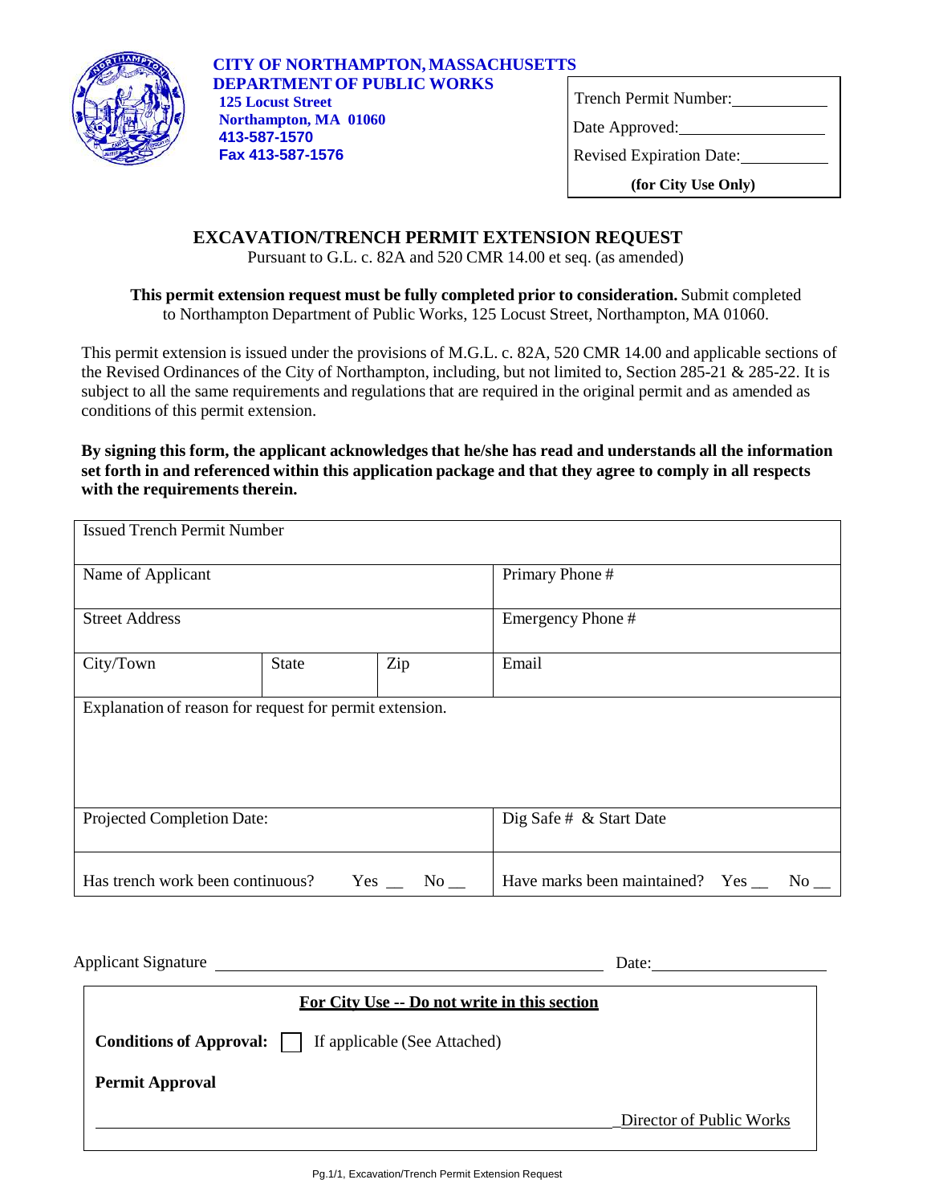**CITY OF NORTHAMPTON, MASSACHUSETTS**
**DEPARTMENT OF PUBLIC WORKS**
**125 Locust Street**
**Northampton, MA 01060**
**413-587-1570**
**Fax 413-587-1576**

| |
|---|
| Trench Permit Number: ____________ |
| Date Approved: ____________ |
| Revised Expiration Date: ____________ |
| **(for City Use Only)** |

# EXCAVATION/TRENCH PERMIT EXTENSION REQUEST

Pursuant to G.L. c. 82A and 520 CMR 14.00 et seq. (as amended)

**This permit extension request must be fully completed prior to consideration.** Submit completed to Northampton Department of Public Works, 125 Locust Street, Northampton, MA 01060.

This permit extension is issued under the provisions of M.G.L. c. 82A, 520 CMR 14.00 and applicable sections of the Revised Ordinances of the City of Northampton, including, but not limited to, Section 285-21 & 285-22. It is subject to all the same requirements and regulations that are required in the original permit and as amended as conditions of this permit extension.

**By signing this form, the applicant acknowledges that he/she has read and understands all the information set forth in and referenced within this application package and that they agree to comply in all respects with the requirements therein.**

| Issued Trench Permit Number | | | |
|---|---|---|---|
| Name of Applicant | | | Primary Phone # |
| Street Address | | | Emergency Phone # |
| City/Town | State | Zip | Email |
| Explanation of reason for request for permit extension. | | | |
| Projected Completion Date: | | | Dig Safe # & Start Date |
| Has trench work been continuous? Yes __ No __ | | | Have marks been maintained? Yes __ No __ |

Applicant Signature ______________________________ Date: ______________

| **For City Use -- Do not write in this section** |
|---|
| **Conditions of Approval:** ☐ If applicable (See Attached) |
| **Permit Approval** |
| ______________________________ Director of Public Works |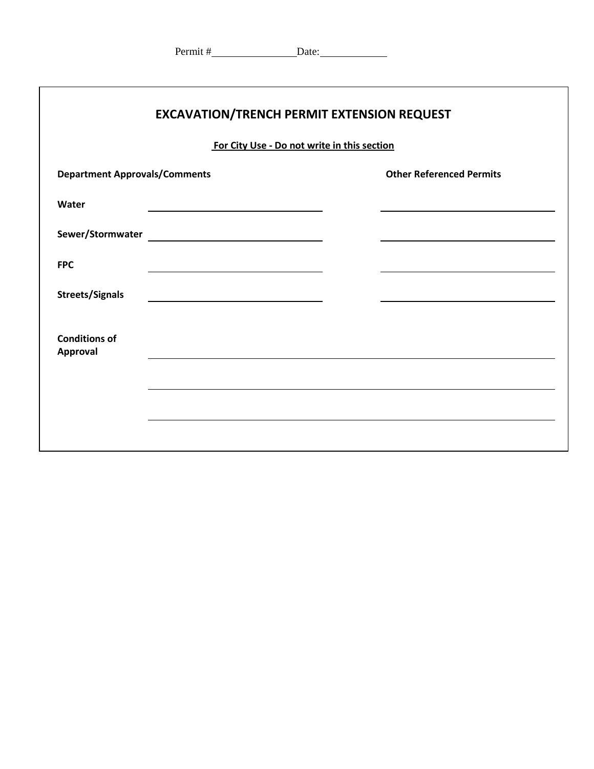Permit #________________ Date:____________

## EXCAVATION/TRENCH PERMIT EXTENSION REQUEST

**For City Use - Do not write in this section**

| Department Approvals/Comments | | Other Referenced Permits |
|---|---|---|
| **Water** | ______________________ | ______________________ |
| **Sewer/Stormwater** | ______________________ | ______________________ |
| **FPC** | ______________________ | ______________________ |
| **Streets/Signals** | ______________________ | ______________________ |

**Conditions of Approval** ____________________________________________

____________________________________________

____________________________________________